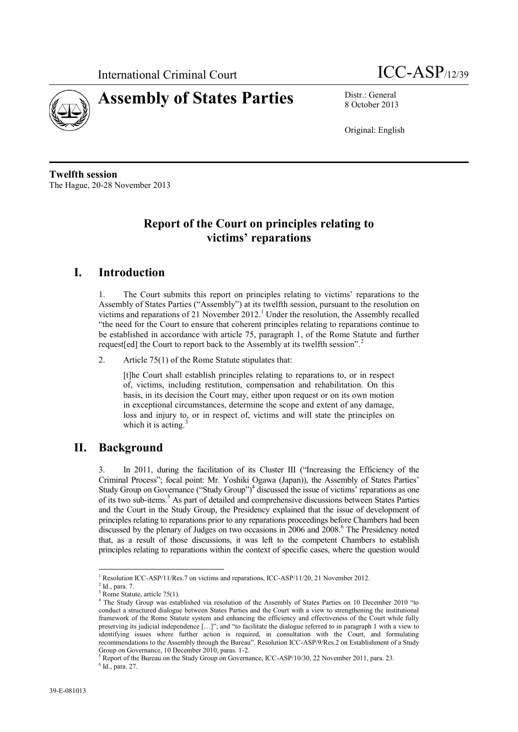International Criminal Court

ICC-ASP/12/39

# Assembly of States Parties

Distr.: General
8 October 2013

Original: English

**Twelfth session**
The Hague, 20-28 November 2013

## Report of the Court on principles relating to victims' reparations

## I. Introduction

1. The Court submits this report on principles relating to victims' reparations to the Assembly of States Parties ("Assembly") at its twelfth session, pursuant to the resolution on victims and reparations of 21 November 2012.[1] Under the resolution, the Assembly recalled "the need for the Court to ensure that coherent principles relating to reparations continue to be established in accordance with article 75, paragraph 1, of the Rome Statute and further request[ed] the Court to report back to the Assembly at its twelfth session".[2]

2. Article 75(1) of the Rome Statute stipulates that:

> [t]he Court shall establish principles relating to reparations to, or in respect of, victims, including restitution, compensation and rehabilitation. On this basis, in its decision the Court may, either upon request or on its own motion in exceptional circumstances, determine the scope and extent of any damage, loss and injury to, or in respect of, victims and will state the principles on which it is acting.[3]

## II. Background

3. In 2011, during the facilitation of its Cluster III ("Increasing the Efficiency of the Criminal Process"; focal point: Mr. Yoshiki Ogawa (Japan)), the Assembly of States Parties' Study Group on Governance ("Study Group")[4] discussed the issue of victims' reparations as one of its two sub-items.[5] As part of detailed and comprehensive discussions between States Parties and the Court in the Study Group, the Presidency explained that the issue of development of principles relating to reparations prior to any reparations proceedings before Chambers had been discussed by the plenary of Judges on two occasions in 2006 and 2008.[6] The Presidency noted that, as a result of those discussions, it was left to the competent Chambers to establish principles relating to reparations within the context of specific cases, where the question would

---

[1] Resolution ICC-ASP/11/Res.7 on victims and reparations, ICC-ASP/11/20, 21 November 2012.

[2] Id., para. 7.

[3] Rome Statute, article 75(1).

[4] The Study Group was established via resolution of the Assembly of States Parties on 10 December 2010 "to conduct a structured dialogue between States Parties and the Court with a view to strengthening the institutional framework of the Rome Statute system and enhancing the efficiency and effectiveness of the Court while fully preserving its judicial independence […]"; and "to facilitate the dialogue referred to in paragraph 1 with a view to identifying issues where further action is required, in consultation with the Court, and formulating recommendations to the Assembly through the Bureau". Resolution ICC-ASP/9/Res.2 on Establishment of a Study Group on Governance, 10 December 2010, paras. 1-2.

[5] Report of the Bureau on the Study Group on Governance, ICC-ASP/10/30, 22 November 2011, para. 23.

[6] Id., para. 27.

39-E-081013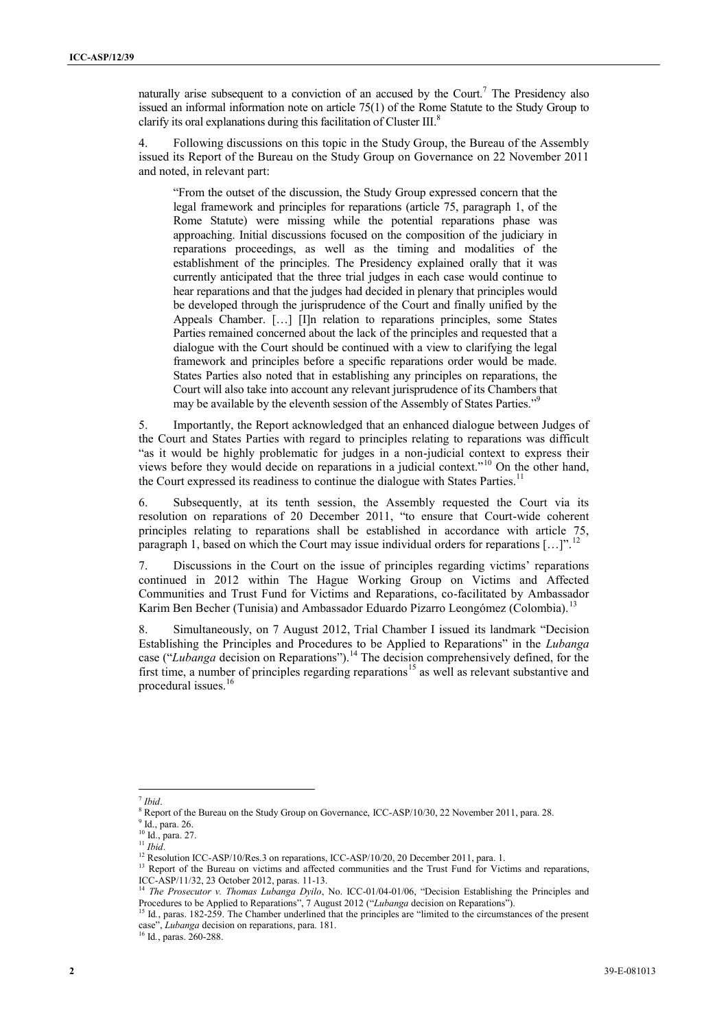naturally arise subsequent to a conviction of an accused by the Court.[7] The Presidency also issued an informal information note on article 75(1) of the Rome Statute to the Study Group to clarify its oral explanations during this facilitation of Cluster III.[8]

4. Following discussions on this topic in the Study Group, the Bureau of the Assembly issued its Report of the Bureau on the Study Group on Governance on 22 November 2011 and noted, in relevant part:

> "From the outset of the discussion, the Study Group expressed concern that the legal framework and principles for reparations (article 75, paragraph 1, of the Rome Statute) were missing while the potential reparations phase was approaching. Initial discussions focused on the composition of the judiciary in reparations proceedings, as well as the timing and modalities of the establishment of the principles. The Presidency explained orally that it was currently anticipated that the three trial judges in each case would continue to hear reparations and that the judges had decided in plenary that principles would be developed through the jurisprudence of the Court and finally unified by the Appeals Chamber. […] [I]n relation to reparations principles, some States Parties remained concerned about the lack of the principles and requested that a dialogue with the Court should be continued with a view to clarifying the legal framework and principles before a specific reparations order would be made. States Parties also noted that in establishing any principles on reparations, the Court will also take into account any relevant jurisprudence of its Chambers that may be available by the eleventh session of the Assembly of States Parties."[9]

5. Importantly, the Report acknowledged that an enhanced dialogue between Judges of the Court and States Parties with regard to principles relating to reparations was difficult "as it would be highly problematic for judges in a non-judicial context to express their views before they would decide on reparations in a judicial context."[10] On the other hand, the Court expressed its readiness to continue the dialogue with States Parties.[11]

6. Subsequently, at its tenth session, the Assembly requested the Court via its resolution on reparations of 20 December 2011, "to ensure that Court-wide coherent principles relating to reparations shall be established in accordance with article 75, paragraph 1, based on which the Court may issue individual orders for reparations […]".[12]

7. Discussions in the Court on the issue of principles regarding victims' reparations continued in 2012 within The Hague Working Group on Victims and Affected Communities and Trust Fund for Victims and Reparations, co-facilitated by Ambassador Karim Ben Becher (Tunisia) and Ambassador Eduardo Pizarro Leongómez (Colombia).[13]

8. Simultaneously, on 7 August 2012, Trial Chamber I issued its landmark "Decision Establishing the Principles and Procedures to be Applied to Reparations" in the *Lubanga* case ("*Lubanga* decision on Reparations").[14] The decision comprehensively defined, for the first time, a number of principles regarding reparations[15] as well as relevant substantive and procedural issues.[16]

---

[7] *Ibid*.

[8] Report of the Bureau on the Study Group on Governance, ICC-ASP/10/30, 22 November 2011, para. 28.

[9] Id., para. 26.

[10] Id., para. 27.

[11] *Ibid*.

[12] Resolution ICC-ASP/10/Res.3 on reparations, ICC-ASP/10/20, 20 December 2011, para. 1.

[13] Report of the Bureau on victims and affected communities and the Trust Fund for Victims and reparations, ICC-ASP/11/32, 23 October 2012, paras. 11-13.

[14] *The Prosecutor v. Thomas Lubanga Dyilo*, No. ICC-01/04-01/06, "Decision Establishing the Principles and Procedures to be Applied to Reparations", 7 August 2012 ("*Lubanga* decision on Reparations").

[15] Id., paras. 182-259. The Chamber underlined that the principles are "limited to the circumstances of the present case", *Lubanga* decision on reparations, para. 181.

[16] Id., paras. 260-288.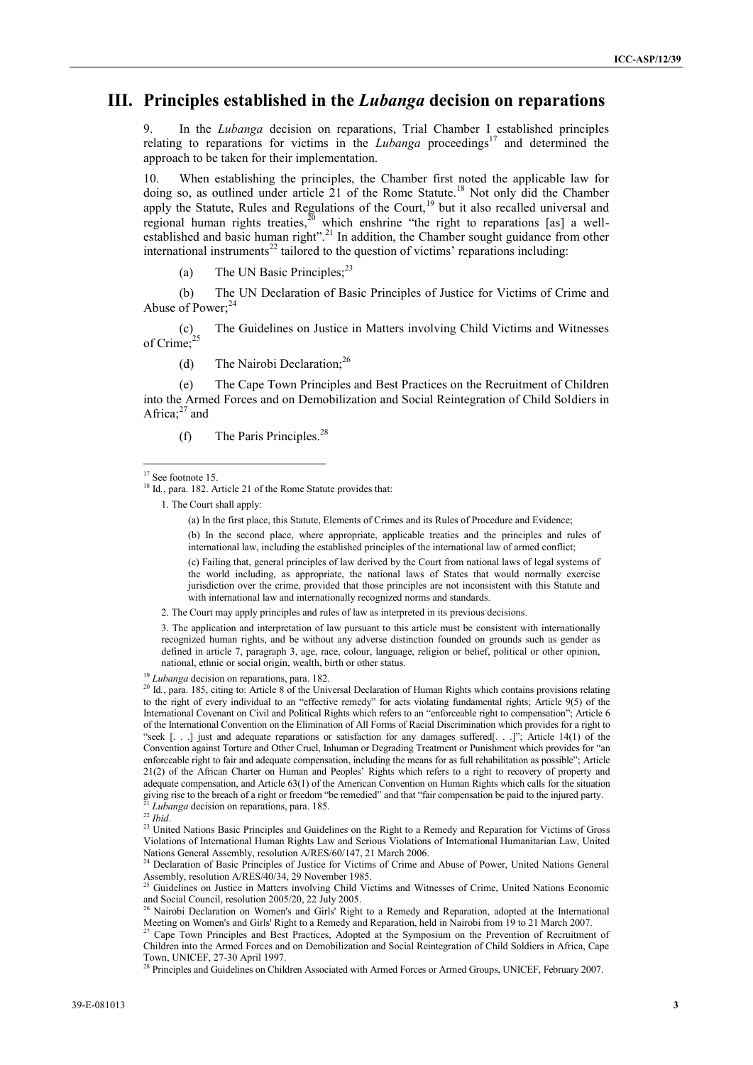# III. Principles established in the *Lubanga* decision on reparations

9. In the *Lubanga* decision on reparations, Trial Chamber I established principles relating to reparations for victims in the *Lubanga* proceedings[17] and determined the approach to be taken for their implementation.

10. When establishing the principles, the Chamber first noted the applicable law for doing so, as outlined under article 21 of the Rome Statute.[18] Not only did the Chamber apply the Statute, Rules and Regulations of the Court,[19] but it also recalled universal and regional human rights treaties,[20] which enshrine "the right to reparations [as] a well-established and basic human right".[21] In addition, the Chamber sought guidance from other international instruments[22] tailored to the question of victims' reparations including:

(a) The UN Basic Principles;[23]

(b) The UN Declaration of Basic Principles of Justice for Victims of Crime and Abuse of Power;[24]

(c) The Guidelines on Justice in Matters involving Child Victims and Witnesses of Crime;[25]

(d) The Nairobi Declaration;[26]

(e) The Cape Town Principles and Best Practices on the Recruitment of Children into the Armed Forces and on Demobilization and Social Reintegration of Child Soldiers in Africa;[27] and

(f) The Paris Principles.[28]

---

[17] See footnote 15.

[18] Id., para. 182. Article 21 of the Rome Statute provides that:

> 1. The Court shall apply:
>
> > (a) In the first place, this Statute, Elements of Crimes and its Rules of Procedure and Evidence;
> >
> > (b) In the second place, where appropriate, applicable treaties and the principles and rules of international law, including the established principles of the international law of armed conflict;
> >
> > (c) Failing that, general principles of law derived by the Court from national laws of legal systems of the world including, as appropriate, the national laws of States that would normally exercise jurisdiction over the crime, provided that those principles are not inconsistent with this Statute and with international law and internationally recognized norms and standards.
>
> 2. The Court may apply principles and rules of law as interpreted in its previous decisions.
>
> 3. The application and interpretation of law pursuant to this article must be consistent with internationally recognized human rights, and be without any adverse distinction founded on grounds such as gender as defined in article 7, paragraph 3, age, race, colour, language, religion or belief, political or other opinion, national, ethnic or social origin, wealth, birth or other status.

[19] *Lubanga* decision on reparations, para. 182.

[20] Id., para. 185, citing to: Article 8 of the Universal Declaration of Human Rights which contains provisions relating to the right of every individual to an "effective remedy" for acts violating fundamental rights; Article 9(5) of the International Covenant on Civil and Political Rights which refers to an "enforceable right to compensation"; Article 6 of the International Convention on the Elimination of All Forms of Racial Discrimination which provides for a right to "seek [. . .] just and adequate reparations or satisfaction for any damages suffered[. . .]"; Article 14(1) of the Convention against Torture and Other Cruel, Inhuman or Degrading Treatment or Punishment which provides for "an enforceable right to fair and adequate compensation, including the means for as full rehabilitation as possible"; Article 21(2) of the African Charter on Human and Peoples' Rights which refers to a right to recovery of property and adequate compensation, and Article 63(1) of the American Convention on Human Rights which calls for the situation giving rise to the breach of a right or freedom "be remedied" and that "fair compensation be paid to the injured party.

[21] *Lubanga* decision on reparations, para. 185.

[22] *Ibid*.

[23] United Nations Basic Principles and Guidelines on the Right to a Remedy and Reparation for Victims of Gross Violations of International Human Rights Law and Serious Violations of International Humanitarian Law, United Nations General Assembly, resolution A/RES/60/147, 21 March 2006.

[24] Declaration of Basic Principles of Justice for Victims of Crime and Abuse of Power, United Nations General Assembly, resolution A/RES/40/34, 29 November 1985.

[25] Guidelines on Justice in Matters involving Child Victims and Witnesses of Crime, United Nations Economic and Social Council, resolution 2005/20, 22 July 2005.

[26] Nairobi Declaration on Women's and Girls' Right to a Remedy and Reparation, adopted at the International Meeting on Women's and Girls' Right to a Remedy and Reparation, held in Nairobi from 19 to 21 March 2007.

[27] Cape Town Principles and Best Practices, Adopted at the Symposium on the Prevention of Recruitment of Children into the Armed Forces and on Demobilization and Social Reintegration of Child Soldiers in Africa, Cape Town, UNICEF, 27-30 April 1997.

[28] Principles and Guidelines on Children Associated with Armed Forces or Armed Groups, UNICEF, February 2007.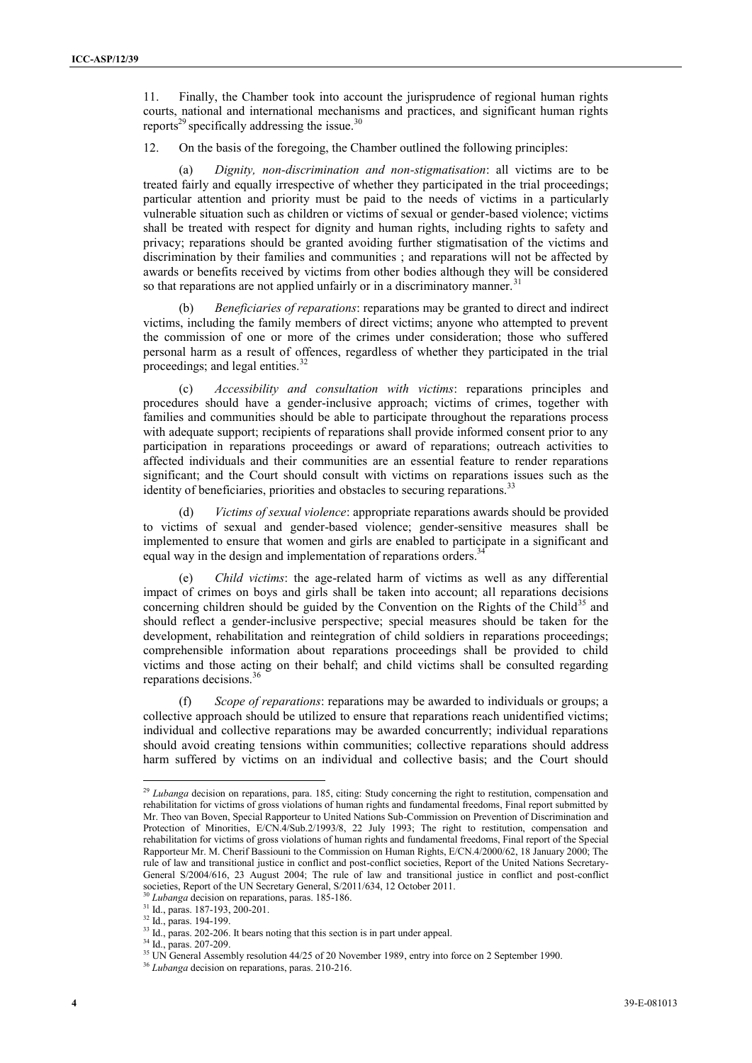11. Finally, the Chamber took into account the jurisprudence of regional human rights courts, national and international mechanisms and practices, and significant human rights reports[29] specifically addressing the issue.[30]

12. On the basis of the foregoing, the Chamber outlined the following principles:

(a) *Dignity, non-discrimination and non-stigmatisation*: all victims are to be treated fairly and equally irrespective of whether they participated in the trial proceedings; particular attention and priority must be paid to the needs of victims in a particularly vulnerable situation such as children or victims of sexual or gender-based violence; victims shall be treated with respect for dignity and human rights, including rights to safety and privacy; reparations should be granted avoiding further stigmatisation of the victims and discrimination by their families and communities ; and reparations will not be affected by awards or benefits received by victims from other bodies although they will be considered so that reparations are not applied unfairly or in a discriminatory manner.[31]

(b) *Beneficiaries of reparations*: reparations may be granted to direct and indirect victims, including the family members of direct victims; anyone who attempted to prevent the commission of one or more of the crimes under consideration; those who suffered personal harm as a result of offences, regardless of whether they participated in the trial proceedings; and legal entities.[32]

(c) *Accessibility and consultation with victims*: reparations principles and procedures should have a gender-inclusive approach; victims of crimes, together with families and communities should be able to participate throughout the reparations process with adequate support; recipients of reparations shall provide informed consent prior to any participation in reparations proceedings or award of reparations; outreach activities to affected individuals and their communities are an essential feature to render reparations significant; and the Court should consult with victims on reparations issues such as the identity of beneficiaries, priorities and obstacles to securing reparations.[33]

(d) *Victims of sexual violence*: appropriate reparations awards should be provided to victims of sexual and gender-based violence; gender-sensitive measures shall be implemented to ensure that women and girls are enabled to participate in a significant and equal way in the design and implementation of reparations orders.[34]

(e) *Child victims*: the age-related harm of victims as well as any differential impact of crimes on boys and girls shall be taken into account; all reparations decisions concerning children should be guided by the Convention on the Rights of the Child[35] and should reflect a gender-inclusive perspective; special measures should be taken for the development, rehabilitation and reintegration of child soldiers in reparations proceedings; comprehensible information about reparations proceedings shall be provided to child victims and those acting on their behalf; and child victims shall be consulted regarding reparations decisions.[36]

(f) *Scope of reparations*: reparations may be awarded to individuals or groups; a collective approach should be utilized to ensure that reparations reach unidentified victims; individual and collective reparations may be awarded concurrently; individual reparations should avoid creating tensions within communities; collective reparations should address harm suffered by victims on an individual and collective basis; and the Court should

---

[29] *Lubanga* decision on reparations, para. 185, citing: Study concerning the right to restitution, compensation and rehabilitation for victims of gross violations of human rights and fundamental freedoms, Final report submitted by Mr. Theo van Boven, Special Rapporteur to United Nations Sub-Commission on Prevention of Discrimination and Protection of Minorities, E/CN.4/Sub.2/1993/8, 22 July 1993; The right to restitution, compensation and rehabilitation for victims of gross violations of human rights and fundamental freedoms, Final report of the Special Rapporteur Mr. M. Cherif Bassiouni to the Commission on Human Rights, E/CN.4/2000/62, 18 January 2000; The rule of law and transitional justice in conflict and post-conflict societies, Report of the United Nations Secretary-General S/2004/616, 23 August 2004; The rule of law and transitional justice in conflict and post-conflict societies, Report of the UN Secretary General, S/2011/634, 12 October 2011.

[30] *Lubanga* decision on reparations, paras. 185-186.

[31] Id., paras. 187-193, 200-201.

[32] Id., paras. 194-199.

[33] Id., paras. 202-206. It bears noting that this section is in part under appeal.

[34] Id., paras. 207-209.

[35] UN General Assembly resolution 44/25 of 20 November 1989, entry into force on 2 September 1990.

[36] *Lubanga* decision on reparations, paras. 210-216.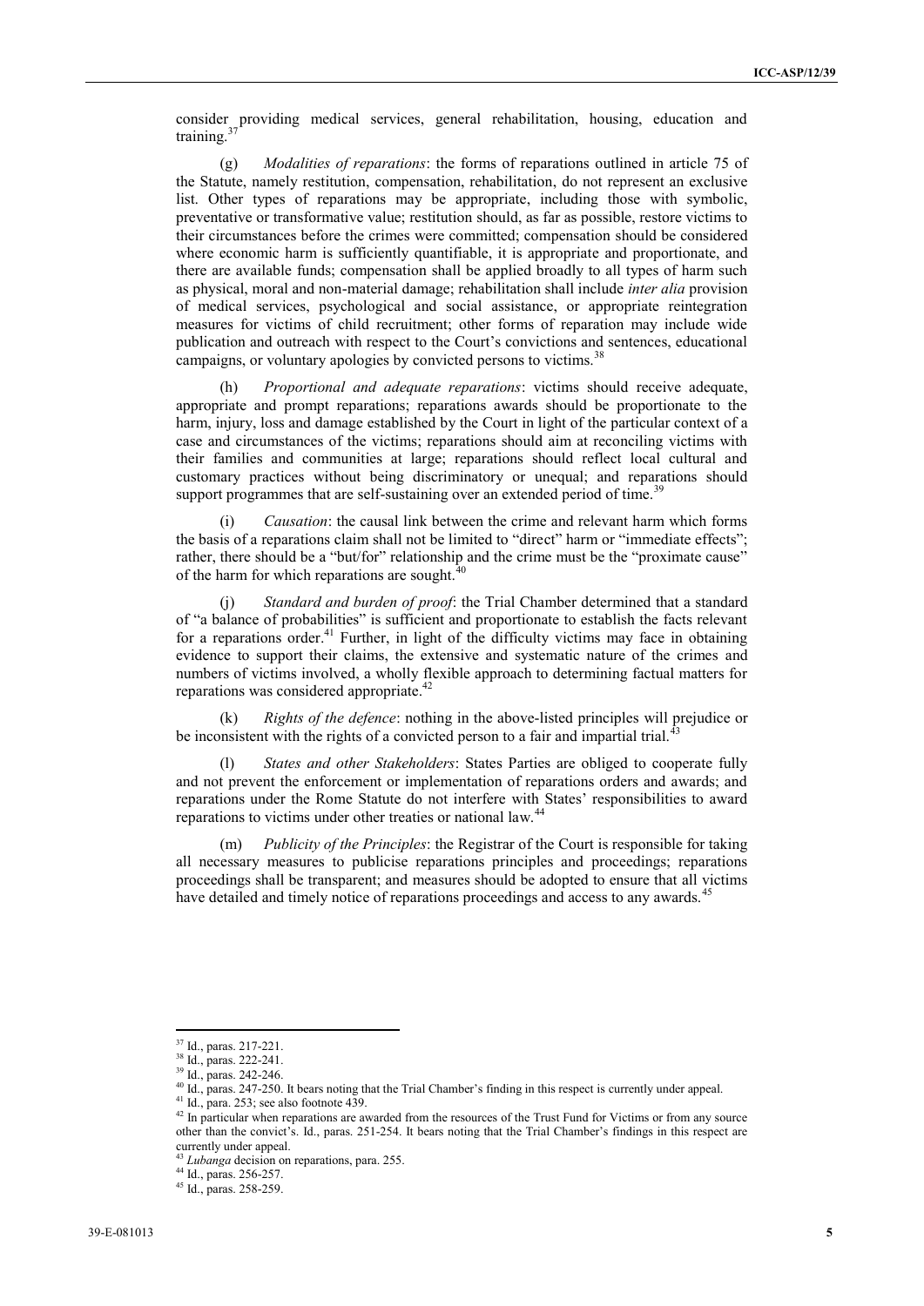consider providing medical services, general rehabilitation, housing, education and training.[37]

(g) *Modalities of reparations*: the forms of reparations outlined in article 75 of the Statute, namely restitution, compensation, rehabilitation, do not represent an exclusive list. Other types of reparations may be appropriate, including those with symbolic, preventative or transformative value; restitution should, as far as possible, restore victims to their circumstances before the crimes were committed; compensation should be considered where economic harm is sufficiently quantifiable, it is appropriate and proportionate, and there are available funds; compensation shall be applied broadly to all types of harm such as physical, moral and non-material damage; rehabilitation shall include *inter alia* provision of medical services, psychological and social assistance, or appropriate reintegration measures for victims of child recruitment; other forms of reparation may include wide publication and outreach with respect to the Court's convictions and sentences, educational campaigns, or voluntary apologies by convicted persons to victims.[38]

(h) *Proportional and adequate reparations*: victims should receive adequate, appropriate and prompt reparations; reparations awards should be proportionate to the harm, injury, loss and damage established by the Court in light of the particular context of a case and circumstances of the victims; reparations should aim at reconciling victims with their families and communities at large; reparations should reflect local cultural and customary practices without being discriminatory or unequal; and reparations should support programmes that are self-sustaining over an extended period of time.[39]

(i) *Causation*: the causal link between the crime and relevant harm which forms the basis of a reparations claim shall not be limited to "direct" harm or "immediate effects"; rather, there should be a "but/for" relationship and the crime must be the "proximate cause" of the harm for which reparations are sought.[40]

(j) *Standard and burden of proof*: the Trial Chamber determined that a standard of "a balance of probabilities" is sufficient and proportionate to establish the facts relevant for a reparations order.[41] Further, in light of the difficulty victims may face in obtaining evidence to support their claims, the extensive and systematic nature of the crimes and numbers of victims involved, a wholly flexible approach to determining factual matters for reparations was considered appropriate.[42]

(k) *Rights of the defence*: nothing in the above-listed principles will prejudice or be inconsistent with the rights of a convicted person to a fair and impartial trial.[43]

(l) *States and other Stakeholders*: States Parties are obliged to cooperate fully and not prevent the enforcement or implementation of reparations orders and awards; and reparations under the Rome Statute do not interfere with States' responsibilities to award reparations to victims under other treaties or national law.[44]

(m) *Publicity of the Principles*: the Registrar of the Court is responsible for taking all necessary measures to publicise reparations principles and proceedings; reparations proceedings shall be transparent; and measures should be adopted to ensure that all victims have detailed and timely notice of reparations proceedings and access to any awards.[45]

---

[37] Id., paras. 217-221.

[38] Id., paras. 222-241.

[39] Id., paras. 242-246.

[40] Id., paras. 247-250. It bears noting that the Trial Chamber's finding in this respect is currently under appeal.

[41] Id., para. 253; see also footnote 439.

[42] In particular when reparations are awarded from the resources of the Trust Fund for Victims or from any source other than the convict's. Id., paras. 251-254. It bears noting that the Trial Chamber's findings in this respect are currently under appeal.

[43] *Lubanga* decision on reparations, para. 255.

[44] Id., paras. 256-257.

[45] Id., paras. 258-259.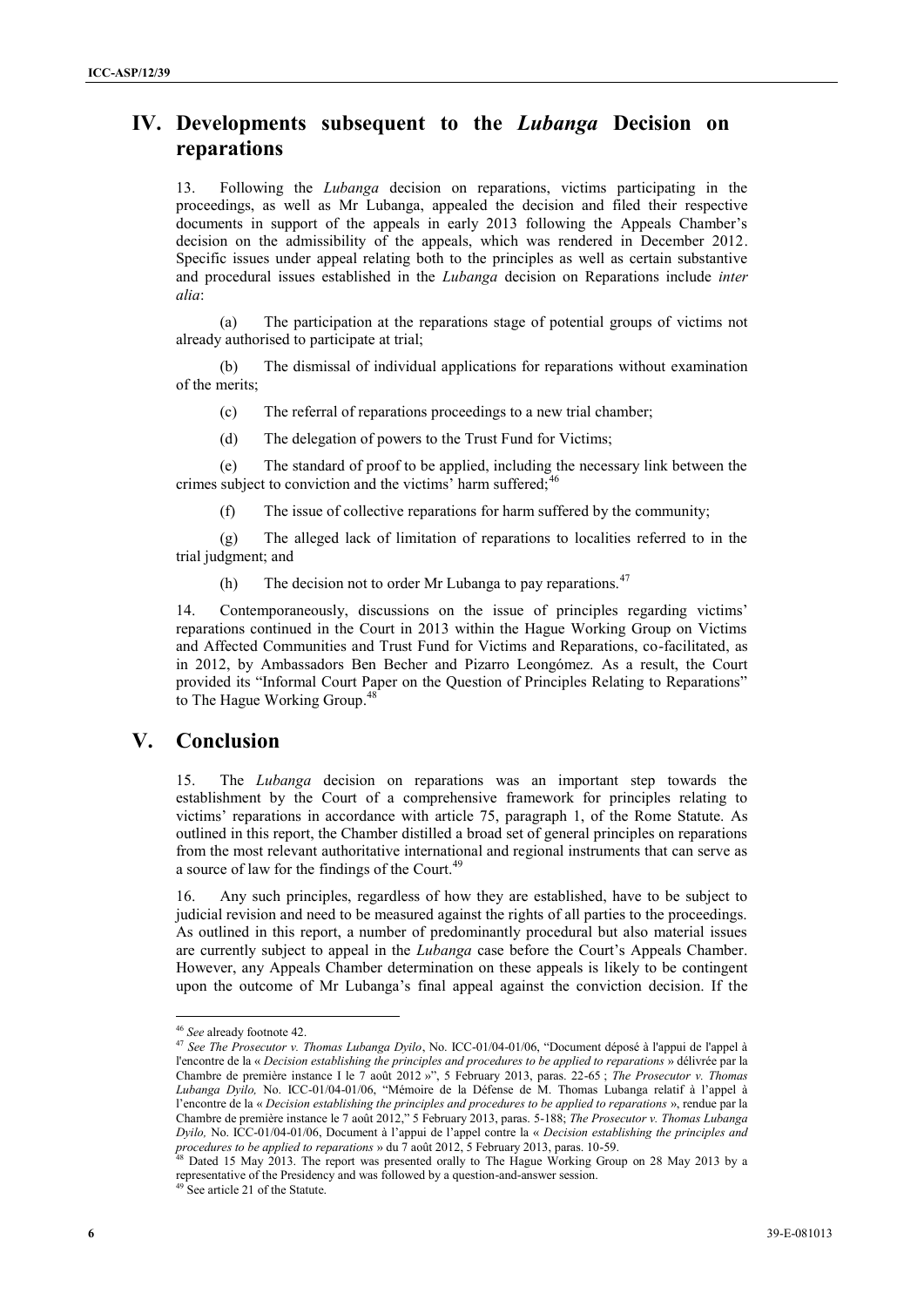# IV. Developments subsequent to the *Lubanga* Decision on reparations

13. Following the *Lubanga* decision on reparations, victims participating in the proceedings, as well as Mr Lubanga, appealed the decision and filed their respective documents in support of the appeals in early 2013 following the Appeals Chamber's decision on the admissibility of the appeals, which was rendered in December 2012. Specific issues under appeal relating both to the principles as well as certain substantive and procedural issues established in the *Lubanga* decision on Reparations include *inter alia*:

(a) The participation at the reparations stage of potential groups of victims not already authorised to participate at trial;

(b) The dismissal of individual applications for reparations without examination of the merits;

(c) The referral of reparations proceedings to a new trial chamber;

(d) The delegation of powers to the Trust Fund for Victims;

(e) The standard of proof to be applied, including the necessary link between the crimes subject to conviction and the victims' harm suffered;[46]

(f) The issue of collective reparations for harm suffered by the community;

(g) The alleged lack of limitation of reparations to localities referred to in the trial judgment; and

(h) The decision not to order Mr Lubanga to pay reparations.[47]

14. Contemporaneously, discussions on the issue of principles regarding victims' reparations continued in the Court in 2013 within the Hague Working Group on Victims and Affected Communities and Trust Fund for Victims and Reparations, co-facilitated, as in 2012, by Ambassadors Ben Becher and Pizarro Leongómez. As a result, the Court provided its "Informal Court Paper on the Question of Principles Relating to Reparations" to The Hague Working Group.[48]

# V. Conclusion

15. The *Lubanga* decision on reparations was an important step towards the establishment by the Court of a comprehensive framework for principles relating to victims' reparations in accordance with article 75, paragraph 1, of the Rome Statute. As outlined in this report, the Chamber distilled a broad set of general principles on reparations from the most relevant authoritative international and regional instruments that can serve as a source of law for the findings of the Court.[49]

16. Any such principles, regardless of how they are established, have to be subject to judicial revision and need to be measured against the rights of all parties to the proceedings. As outlined in this report, a number of predominantly procedural but also material issues are currently subject to appeal in the *Lubanga* case before the Court's Appeals Chamber. However, any Appeals Chamber determination on these appeals is likely to be contingent upon the outcome of Mr Lubanga's final appeal against the conviction decision. If the

---

[46] *See* already footnote 42.

[47] *See The Prosecutor v. Thomas Lubanga Dyilo*, No. ICC-01/04-01/06, "Document déposé à l'appui de l'appel à l'encontre de la « *Decision establishing the principles and procedures to be applied to reparations* » délivrée par la Chambre de première instance I le 7 août 2012 »", 5 February 2013, paras. 22-65 ; *The Prosecutor v. Thomas Lubanga Dyilo,* No. ICC-01/04-01/06, "Mémoire de la Défense de M. Thomas Lubanga relatif à l'appel à l'encontre de la « *Decision establishing the principles and procedures to be applied to reparations* », rendue par la Chambre de première instance le 7 août 2012," 5 February 2013, paras. 5-188; *The Prosecutor v. Thomas Lubanga Dyilo,* No. ICC-01/04-01/06, Document à l'appui de l'appel contre la « *Decision establishing the principles and procedures to be applied to reparations* » du 7 août 2012, 5 February 2013, paras. 10-59.

[48] Dated 15 May 2013. The report was presented orally to The Hague Working Group on 28 May 2013 by a representative of the Presidency and was followed by a question-and-answer session.

[49] See article 21 of the Statute.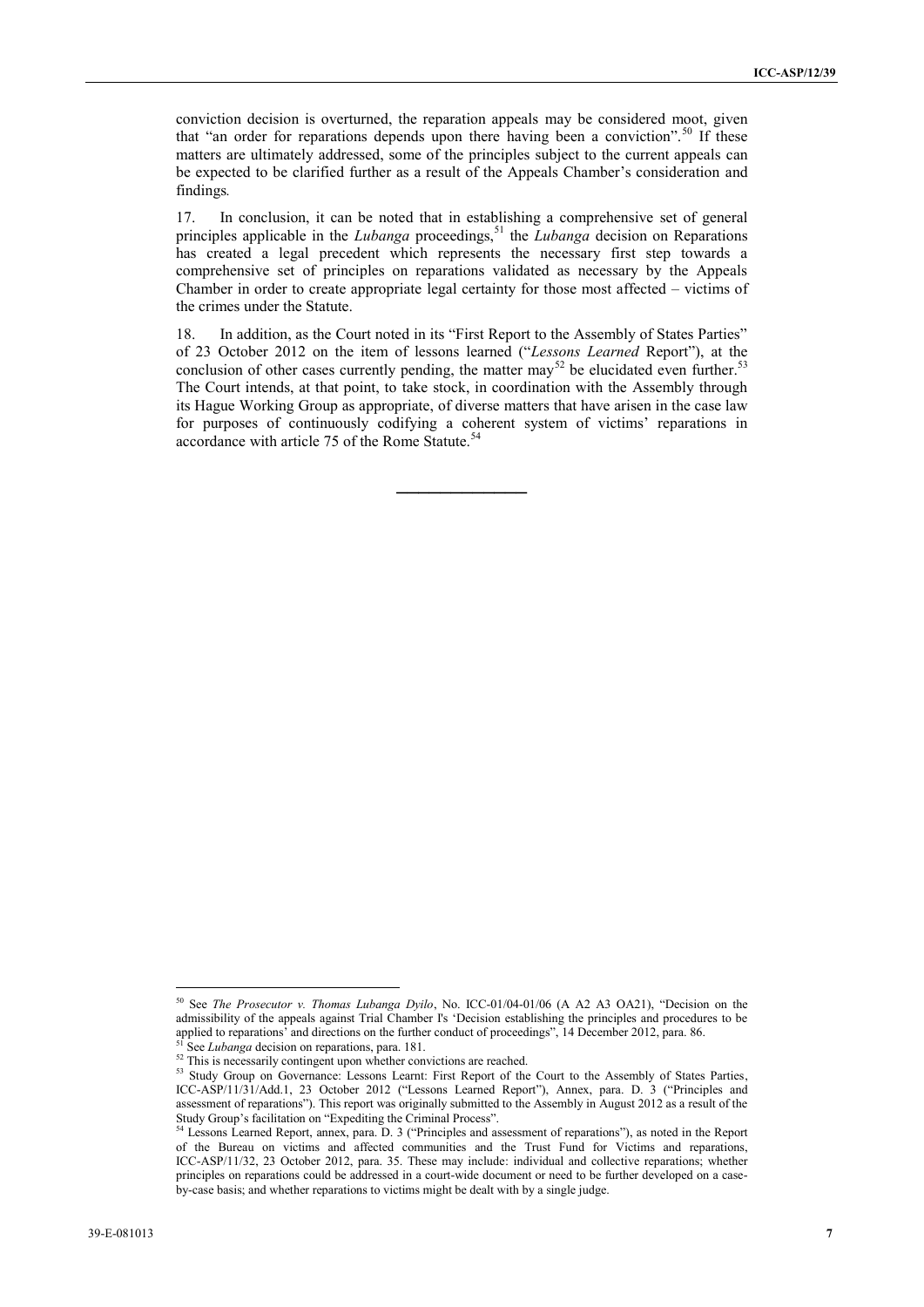conviction decision is overturned, the reparation appeals may be considered moot, given that "an order for reparations depends upon there having been a conviction".[50] If these matters are ultimately addressed, some of the principles subject to the current appeals can be expected to be clarified further as a result of the Appeals Chamber's consideration and findings.

17. In conclusion, it can be noted that in establishing a comprehensive set of general principles applicable in the *Lubanga* proceedings,[51] the *Lubanga* decision on Reparations has created a legal precedent which represents the necessary first step towards a comprehensive set of principles on reparations validated as necessary by the Appeals Chamber in order to create appropriate legal certainty for those most affected – victims of the crimes under the Statute.

18. In addition, as the Court noted in its "First Report to the Assembly of States Parties" of 23 October 2012 on the item of lessons learned ("*Lessons Learned* Report"), at the conclusion of other cases currently pending, the matter may[52] be elucidated even further.[53] The Court intends, at that point, to take stock, in coordination with the Assembly through its Hague Working Group as appropriate, of diverse matters that have arisen in the case law for purposes of continuously codifying a coherent system of victims' reparations in accordance with article 75 of the Rome Statute.[54]

---

[50] See *The Prosecutor v. Thomas Lubanga Dyilo*, No. ICC-01/04-01/06 (A A2 A3 OA21), "Decision on the admissibility of the appeals against Trial Chamber I's 'Decision establishing the principles and procedures to be applied to reparations' and directions on the further conduct of proceedings", 14 December 2012, para. 86.

[51] See *Lubanga* decision on reparations, para. 181.

[52] This is necessarily contingent upon whether convictions are reached.

[53] Study Group on Governance: Lessons Learnt: First Report of the Court to the Assembly of States Parties, ICC-ASP/11/31/Add.1, 23 October 2012 ("Lessons Learned Report"), Annex, para. D. 3 ("Principles and assessment of reparations"). This report was originally submitted to the Assembly in August 2012 as a result of the Study Group's facilitation on "Expediting the Criminal Process".

[54] Lessons Learned Report, annex, para. D. 3 ("Principles and assessment of reparations"), as noted in the Report of the Bureau on victims and affected communities and the Trust Fund for Victims and reparations, ICC-ASP/11/32, 23 October 2012, para. 35. These may include: individual and collective reparations; whether principles on reparations could be addressed in a court-wide document or need to be further developed on a case-by-case basis; and whether reparations to victims might be dealt with by a single judge.